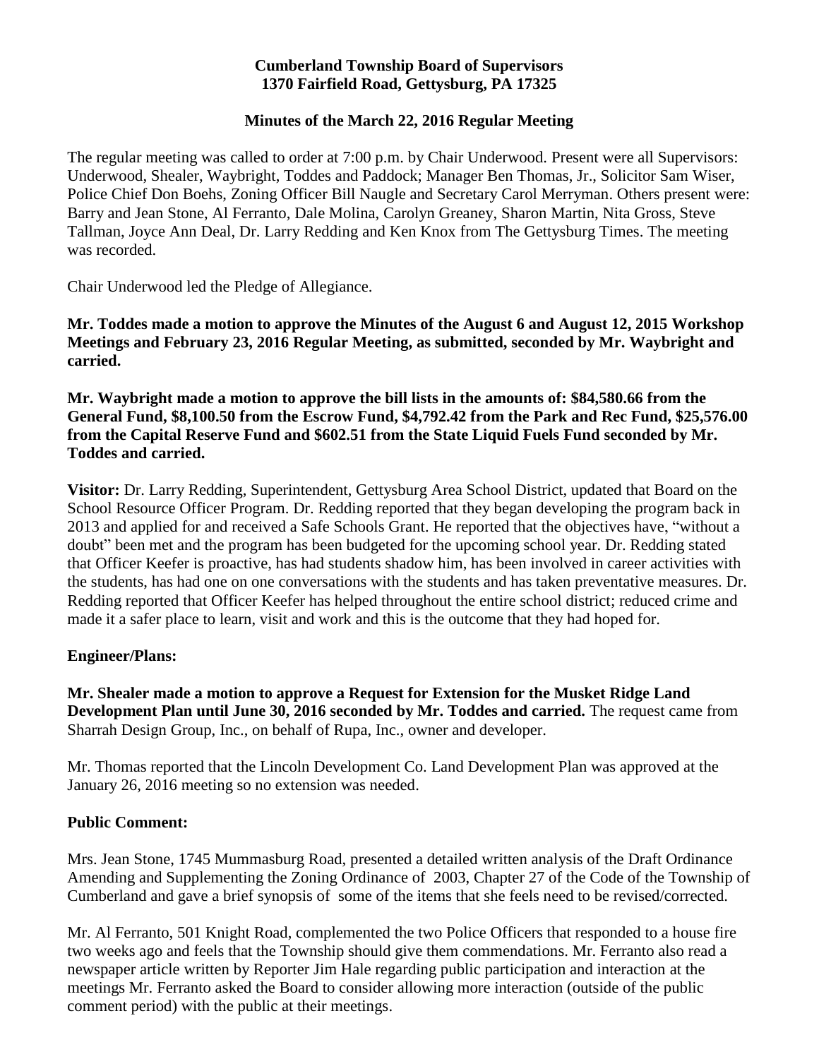**Cumberland Township Board of Supervisors**
**1370 Fairfield Road, Gettysburg, PA 17325**

**Minutes of the March 22, 2016 Regular Meeting**

The regular meeting was called to order at 7:00 p.m. by Chair Underwood. Present were all Supervisors: Underwood, Shealer, Waybright, Toddes and Paddock; Manager Ben Thomas, Jr., Solicitor Sam Wiser, Police Chief Don Boehs, Zoning Officer Bill Naugle and Secretary Carol Merryman. Others present were: Barry and Jean Stone, Al Ferranto, Dale Molina, Carolyn Greaney, Sharon Martin, Nita Gross, Steve Tallman, Joyce Ann Deal, Dr. Larry Redding and Ken Knox from The Gettysburg Times. The meeting was recorded.

Chair Underwood led the Pledge of Allegiance.

**Mr. Toddes made a motion to approve the Minutes of the August 6 and August 12, 2015 Workshop Meetings and February 23, 2016 Regular Meeting, as submitted, seconded by Mr. Waybright and carried.**

**Mr. Waybright made a motion to approve the bill lists in the amounts of: $84,580.66 from the General Fund, $8,100.50 from the Escrow Fund, $4,792.42 from the Park and Rec Fund, $25,576.00 from the Capital Reserve Fund and $602.51 from the State Liquid Fuels Fund seconded by Mr. Toddes and carried.**

**Visitor:** Dr. Larry Redding, Superintendent, Gettysburg Area School District, updated that Board on the School Resource Officer Program. Dr. Redding reported that they began developing the program back in 2013 and applied for and received a Safe Schools Grant. He reported that the objectives have, "without a doubt" been met and the program has been budgeted for the upcoming school year. Dr. Redding stated that Officer Keefer is proactive, has had students shadow him, has been involved in career activities with the students, has had one on one conversations with the students and has taken preventative measures. Dr. Redding reported that Officer Keefer has helped throughout the entire school district; reduced crime and made it a safer place to learn, visit and work and this is the outcome that they had hoped for.

**Engineer/Plans:**

**Mr. Shealer made a motion to approve a Request for Extension for the Musket Ridge Land Development Plan until June 30, 2016 seconded by Mr. Toddes and carried.** The request came from Sharrah Design Group, Inc., on behalf of Rupa, Inc., owner and developer.

Mr. Thomas reported that the Lincoln Development Co. Land Development Plan was approved at the January 26, 2016 meeting so no extension was needed.

**Public Comment:**

Mrs. Jean Stone, 1745 Mummasburg Road, presented a detailed written analysis of the Draft Ordinance Amending and Supplementing the Zoning Ordinance of 2003, Chapter 27 of the Code of the Township of Cumberland and gave a brief synopsis of some of the items that she feels need to be revised/corrected.

Mr. Al Ferranto, 501 Knight Road, complemented the two Police Officers that responded to a house fire two weeks ago and feels that the Township should give them commendations. Mr. Ferranto also read a newspaper article written by Reporter Jim Hale regarding public participation and interaction at the meetings Mr. Ferranto asked the Board to consider allowing more interaction (outside of the public comment period) with the public at their meetings.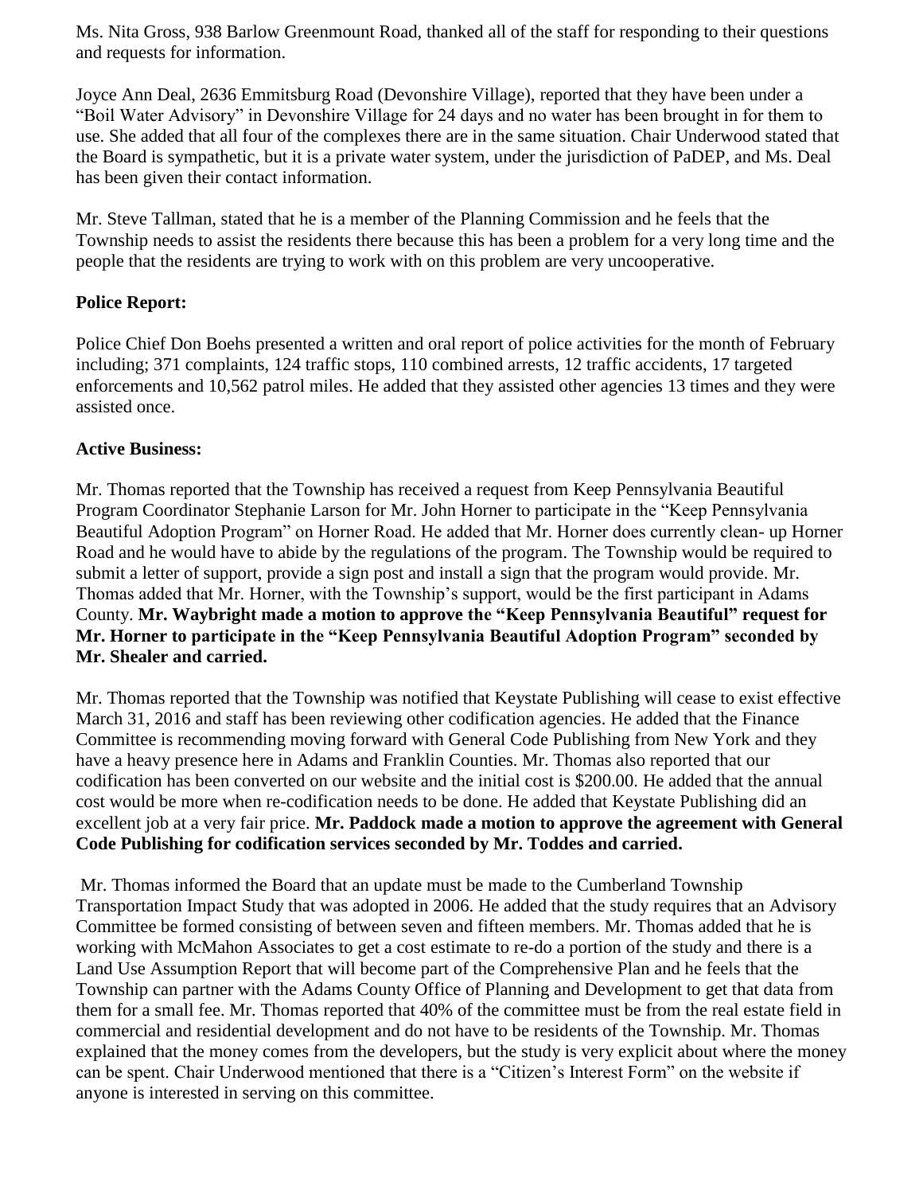Ms. Nita Gross, 938 Barlow Greenmount Road, thanked all of the staff for responding to their questions and requests for information.

Joyce Ann Deal, 2636 Emmitsburg Road (Devonshire Village), reported that they have been under a "Boil Water Advisory" in Devonshire Village for 24 days and no water has been brought in for them to use. She added that all four of the complexes there are in the same situation. Chair Underwood stated that the Board is sympathetic, but it is a private water system, under the jurisdiction of PaDEP, and Ms. Deal has been given their contact information.

Mr. Steve Tallman, stated that he is a member of the Planning Commission and he feels that the Township needs to assist the residents there because this has been a problem for a very long time and the people that the residents are trying to work with on this problem are very uncooperative.

**Police Report:**

Police Chief Don Boehs presented a written and oral report of police activities for the month of February including; 371 complaints, 124 traffic stops, 110 combined arrests, 12 traffic accidents, 17 targeted enforcements and 10,562 patrol miles. He added that they assisted other agencies 13 times and they were assisted once.

**Active Business:**

Mr. Thomas reported that the Township has received a request from Keep Pennsylvania Beautiful Program Coordinator Stephanie Larson for Mr. John Horner to participate in the "Keep Pennsylvania Beautiful Adoption Program" on Horner Road. He added that Mr. Horner does currently clean- up Horner Road and he would have to abide by the regulations of the program. The Township would be required to submit a letter of support, provide a sign post and install a sign that the program would provide. Mr. Thomas added that Mr. Horner, with the Township's support, would be the first participant in Adams County. **Mr. Waybright made a motion to approve the "Keep Pennsylvania Beautiful" request for Mr. Horner to participate in the "Keep Pennsylvania Beautiful Adoption Program" seconded by Mr. Shealer and carried.**

Mr. Thomas reported that the Township was notified that Keystate Publishing will cease to exist effective March 31, 2016 and staff has been reviewing other codification agencies. He added that the Finance Committee is recommending moving forward with General Code Publishing from New York and they have a heavy presence here in Adams and Franklin Counties. Mr. Thomas also reported that our codification has been converted on our website and the initial cost is $200.00. He added that the annual cost would be more when re-codification needs to be done. He added that Keystate Publishing did an excellent job at a very fair price. **Mr. Paddock made a motion to approve the agreement with General Code Publishing for codification services seconded by Mr. Toddes and carried.**

Mr. Thomas informed the Board that an update must be made to the Cumberland Township Transportation Impact Study that was adopted in 2006. He added that the study requires that an Advisory Committee be formed consisting of between seven and fifteen members. Mr. Thomas added that he is working with McMahon Associates to get a cost estimate to re-do a portion of the study and there is a Land Use Assumption Report that will become part of the Comprehensive Plan and he feels that the Township can partner with the Adams County Office of Planning and Development to get that data from them for a small fee. Mr. Thomas reported that 40% of the committee must be from the real estate field in commercial and residential development and do not have to be residents of the Township. Mr. Thomas explained that the money comes from the developers, but the study is very explicit about where the money can be spent. Chair Underwood mentioned that there is a "Citizen's Interest Form" on the website if anyone is interested in serving on this committee.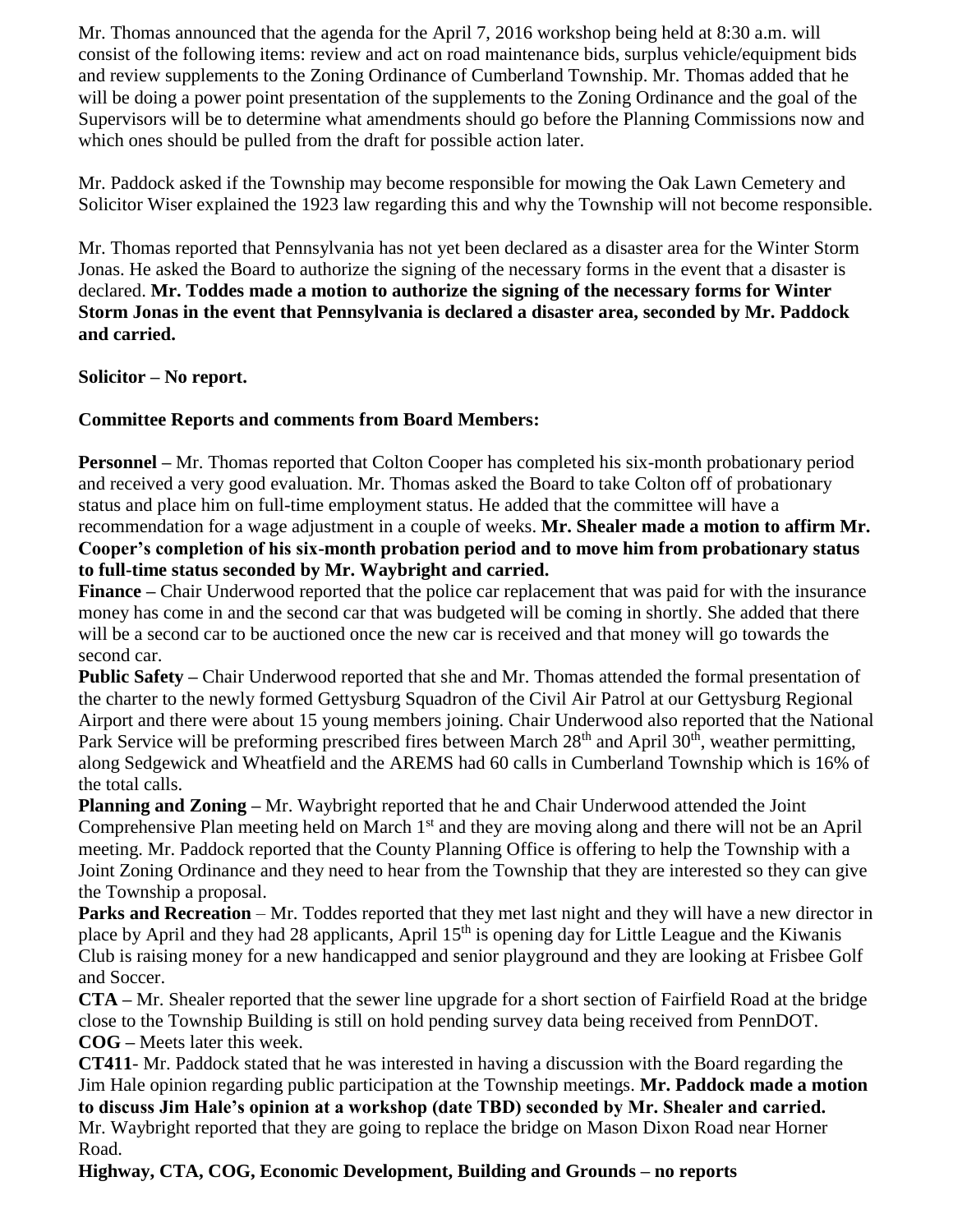Mr. Thomas announced that the agenda for the April 7, 2016 workshop being held at 8:30 a.m. will consist of the following items: review and act on road maintenance bids, surplus vehicle/equipment bids and review supplements to the Zoning Ordinance of Cumberland Township. Mr. Thomas added that he will be doing a power point presentation of the supplements to the Zoning Ordinance and the goal of the Supervisors will be to determine what amendments should go before the Planning Commissions now and which ones should be pulled from the draft for possible action later.

Mr. Paddock asked if the Township may become responsible for mowing the Oak Lawn Cemetery and Solicitor Wiser explained the 1923 law regarding this and why the Township will not become responsible.

Mr. Thomas reported that Pennsylvania has not yet been declared as a disaster area for the Winter Storm Jonas. He asked the Board to authorize the signing of the necessary forms in the event that a disaster is declared. **Mr. Toddes made a motion to authorize the signing of the necessary forms for Winter Storm Jonas in the event that Pennsylvania is declared a disaster area, seconded by Mr. Paddock and carried.**

**Solicitor – No report.**

**Committee Reports and comments from Board Members:**

**Personnel –** Mr. Thomas reported that Colton Cooper has completed his six-month probationary period and received a very good evaluation. Mr. Thomas asked the Board to take Colton off of probationary status and place him on full-time employment status. He added that the committee will have a recommendation for a wage adjustment in a couple of weeks. **Mr. Shealer made a motion to affirm Mr. Cooper's completion of his six-month probation period and to move him from probationary status to full-time status seconded by Mr. Waybright and carried.**

**Finance –** Chair Underwood reported that the police car replacement that was paid for with the insurance money has come in and the second car that was budgeted will be coming in shortly. She added that there will be a second car to be auctioned once the new car is received and that money will go towards the second car.

**Public Safety –** Chair Underwood reported that she and Mr. Thomas attended the formal presentation of the charter to the newly formed Gettysburg Squadron of the Civil Air Patrol at our Gettysburg Regional Airport and there were about 15 young members joining. Chair Underwood also reported that the National Park Service will be preforming prescribed fires between March 28th and April 30th, weather permitting, along Sedgewick and Wheatfield and the AREMS had 60 calls in Cumberland Township which is 16% of the total calls.

**Planning and Zoning –** Mr. Waybright reported that he and Chair Underwood attended the Joint Comprehensive Plan meeting held on March 1st and they are moving along and there will not be an April meeting. Mr. Paddock reported that the County Planning Office is offering to help the Township with a Joint Zoning Ordinance and they need to hear from the Township that they are interested so they can give the Township a proposal.

**Parks and Recreation** – Mr. Toddes reported that they met last night and they will have a new director in place by April and they had 28 applicants, April 15th is opening day for Little League and the Kiwanis Club is raising money for a new handicapped and senior playground and they are looking at Frisbee Golf and Soccer.

**CTA –** Mr. Shealer reported that the sewer line upgrade for a short section of Fairfield Road at the bridge close to the Township Building is still on hold pending survey data being received from PennDOT.

**COG –** Meets later this week.

**CT411**- Mr. Paddock stated that he was interested in having a discussion with the Board regarding the Jim Hale opinion regarding public participation at the Township meetings. **Mr. Paddock made a motion to discuss Jim Hale's opinion at a workshop (date TBD) seconded by Mr. Shealer and carried.**

Mr. Waybright reported that they are going to replace the bridge on Mason Dixon Road near Horner Road.

**Highway, CTA, COG, Economic Development, Building and Grounds – no reports**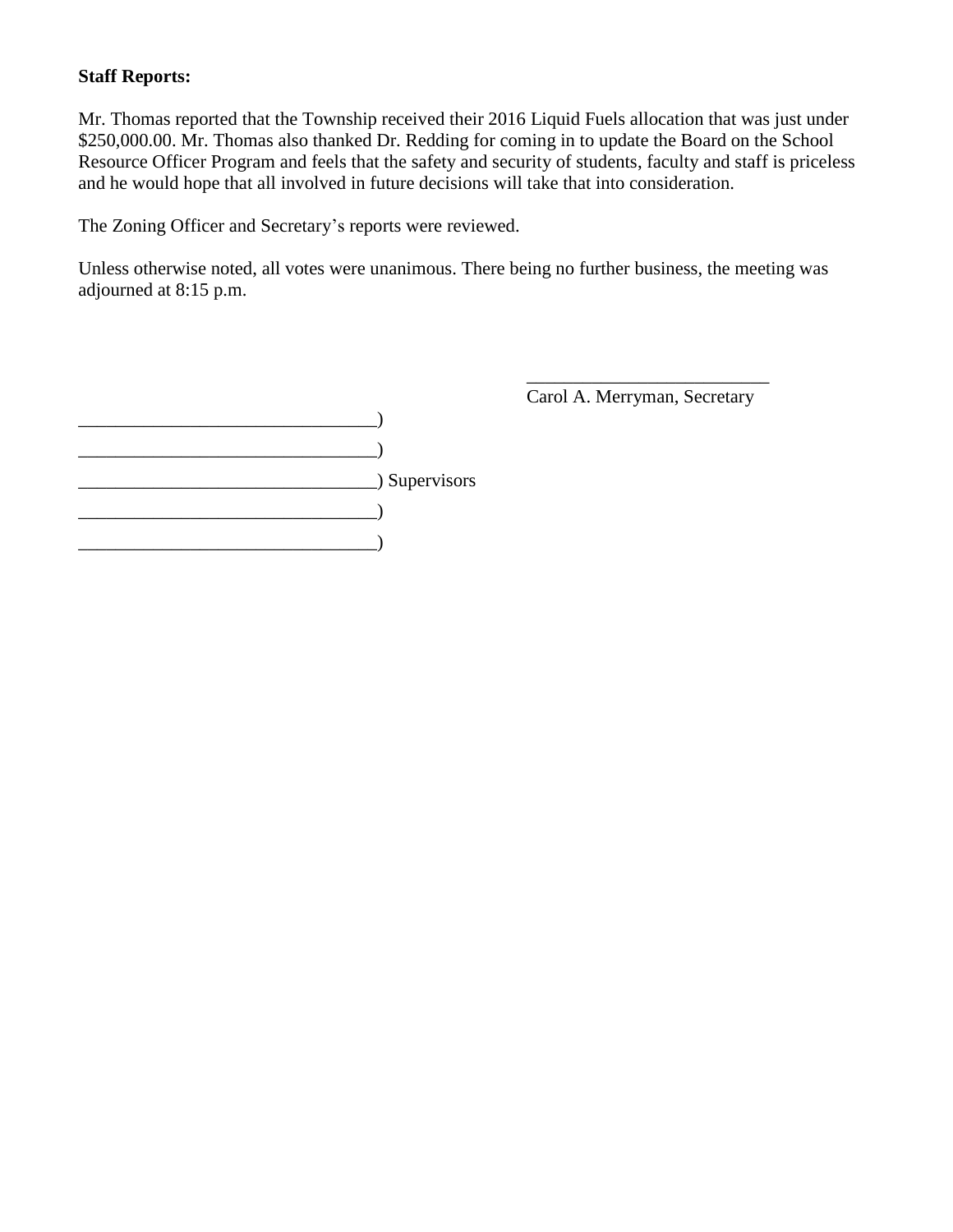**Staff Reports:**

Mr. Thomas reported that the Township received their 2016 Liquid Fuels allocation that was just under $250,000.00. Mr. Thomas also thanked Dr. Redding for coming in to update the Board on the School Resource Officer Program and feels that the safety and security of students, faculty and staff is priceless and he would hope that all involved in future decisions will take that into consideration.

The Zoning Officer and Secretary's reports were reviewed.

Unless otherwise noted, all votes were unanimous. There being no further business, the meeting was adjourned at 8:15 p.m.

\_\_\_\_\_\_\_\_\_\_\_\_\_\_\_\_\_\_\_\_\_\_\_\_\_\_\_
Carol A. Merryman, Secretary

\_\_\_\_\_\_\_\_\_\_\_\_\_\_\_\_\_\_\_\_\_\_\_\_\_\_\_\_\_\_\_\_\_)
\_\_\_\_\_\_\_\_\_\_\_\_\_\_\_\_\_\_\_\_\_\_\_\_\_\_\_\_\_\_\_\_\_)
\_\_\_\_\_\_\_\_\_\_\_\_\_\_\_\_\_\_\_\_\_\_\_\_\_\_\_\_\_\_\_\_\_) Supervisors
\_\_\_\_\_\_\_\_\_\_\_\_\_\_\_\_\_\_\_\_\_\_\_\_\_\_\_\_\_\_\_\_\_)
\_\_\_\_\_\_\_\_\_\_\_\_\_\_\_\_\_\_\_\_\_\_\_\_\_\_\_\_\_\_\_\_\_)